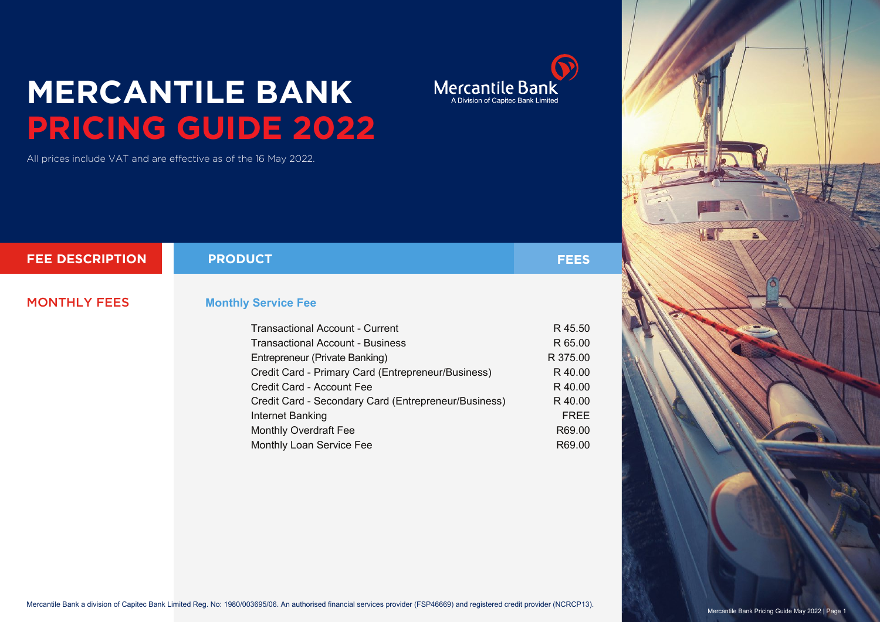# MERCANTILE BANK
# PRICING GUIDE 2022

Mercantile Bank
A Division of Capitec Bank Limited

All prices include VAT and are effective as of the 16 May 2022.

| FEE DESCRIPTION | PRODUCT | FEES |
|---|---|---|
| MONTHLY FEES | **Monthly Service Fee** | |
| | Transactional Account - Current | R 45.50 |
| | Transactional Account - Business | R 65.00 |
| | Entrepreneur (Private Banking) | R 375.00 |
| | Credit Card - Primary Card (Entrepreneur/Business) | R 40.00 |
| | Credit Card - Account Fee | R 40.00 |
| | Credit Card - Secondary Card (Entrepreneur/Business) | R 40.00 |
| | Internet Banking | FREE |
| | Monthly Overdraft Fee | R69.00 |
| | Monthly Loan Service Fee | R69.00 |

Mercantile Bank a division of Capitec Bank Limited Reg. No: 1980/003695/06. An authorised financial services provider (FSP46669) and registered credit provider (NCRCP13).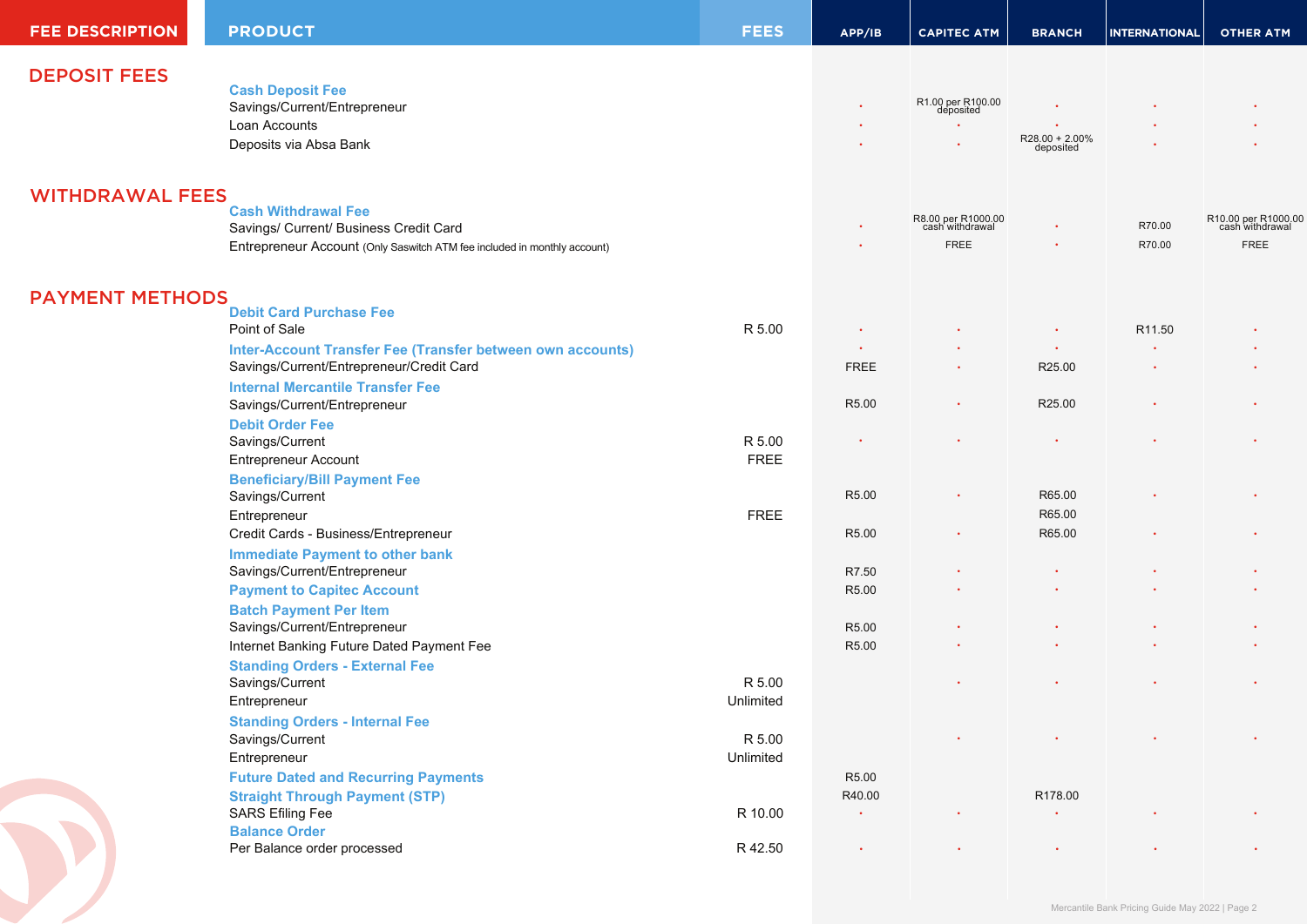| FEE DESCRIPTION | PRODUCT | FEES | APP/IB | CAPITEC ATM | BRANCH | INTERNATIONAL | OTHER ATM |
|---|---|---|---|---|---|---|---|
| **DEPOSIT FEES** | **Cash Deposit Fee** | | | | | | |
| | Savings/Current/Entrepreneur | | • | R1.00 per R100.00 deposited | • | • | • |
| | Loan Accounts | | • | • | • | • | • |
| | Deposits via Absa Bank | | • | • | R28.00 + 2.00% deposited | • | • |
| **WITHDRAWAL FEES** | **Cash Withdrawal Fee** | | | | | | |
| | Savings/ Current/ Business Credit Card | | • | R8.00 per R1000.00 cash withdrawal | • | R70.00 | R10.00 per R1000.00 cash withdrawal |
| | Entrepreneur Account (Only Saswitch ATM fee included in monthly account) | | • | FREE | • | R70.00 | FREE |
| **PAYMENT METHODS** | **Debit Card Purchase Fee** | | | | | | |
| | Point of Sale | R 5.00 | • | • | • | R11.50 | • |
| | **Inter-Account Transfer Fee (Transfer between own accounts)** | | • | • | • | • | • |
| | Savings/Current/Entrepreneur/Credit Card | | FREE | • | R25.00 | • | • |
| | **Internal Mercantile Transfer Fee** | | | | | | |
| | Savings/Current/Entrepreneur | | R5.00 | • | R25.00 | • | • |
| | **Debit Order Fee** | | | | | | |
| | Savings/Current | R 5.00 | • | • | • | • | • |
| | Entrepreneur Account | FREE | | | | | |
| | **Beneficiary/Bill Payment Fee** | | | | | | |
| | Savings/Current | | R5.00 | • | R65.00 | • | • |
| | Entrepreneur | FREE | | | R65.00 | | |
| | Credit Cards - Business/Entrepreneur | | R5.00 | • | R65.00 | • | • |
| | **Immediate Payment to other bank** | | | | | | |
| | Savings/Current/Entrepreneur | | R7.50 | • | • | • | • |
| | **Payment to Capitec Account** | | R5.00 | • | • | • | • |
| | **Batch Payment Per Item** | | | | | | |
| | Savings/Current/Entrepreneur | | R5.00 | • | • | • | • |
| | Internet Banking Future Dated Payment Fee | | R5.00 | • | • | • | • |
| | **Standing Orders - External Fee** | | | | | | |
| | Savings/Current | R 5.00 | | • | • | • | • |
| | Entrepreneur | Unlimited | | | | | |
| | **Standing Orders - Internal Fee** | | | | | | |
| | Savings/Current | R 5.00 | | • | • | • | • |
| | Entrepreneur | Unlimited | | | | | |
| | **Future Dated and Recurring Payments** | | R5.00 | | | | |
| | **Straight Through Payment (STP)** | | R40.00 | | R178.00 | | |
| | SARS Efiling Fee | R 10.00 | • | • | • | • | • |
| | **Balance Order** | | | | | | |
| | Per Balance order processed | R 42.50 | • | • | • | • | • |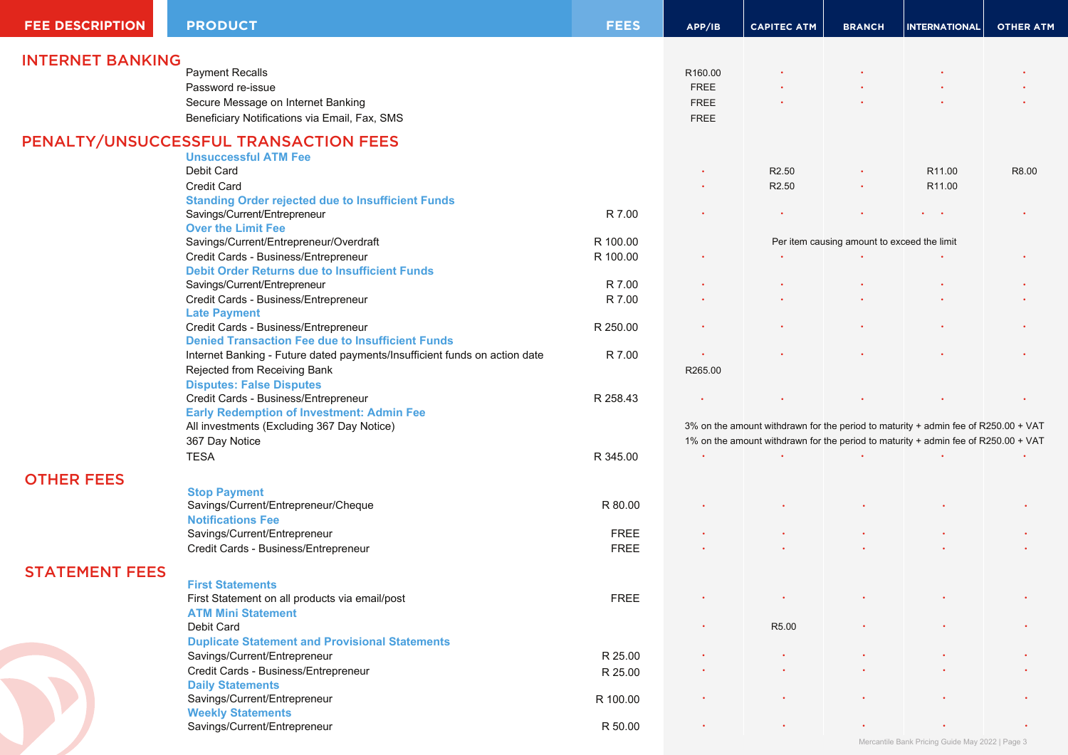| FEE DESCRIPTION | PRODUCT | FEES | APP/IB | CAPITEC ATM | BRANCH | INTERNATIONAL | OTHER ATM |
|---|---|---|---|---|---|---|---|
| **INTERNET BANKING** | | | | | | | |
| | Payment Recalls | | R160.00 | • | • | • | • |
| | Password re-issue | | FREE | • | • | • | • |
| | Secure Message on Internet Banking | | FREE | • | • | • | • |
| | Beneficiary Notifications via Email, Fax, SMS | | FREE | | | | |
| **PENALTY/UNSUCCESSFUL TRANSACTION FEES** | | | | | | | |
| | **Unsuccessful ATM Fee** | | | | | | |
| | Debit Card | | • | R2.50 | • | R11.00 | R8.00 |
| | Credit Card | | • | R2.50 | • | R11.00 | |
| | **Standing Order rejected due to Insufficient Funds** | | | | | | |
| | Savings/Current/Entrepreneur | R 7.00 | • | • | • | • • | • |
| | **Over the Limit Fee** | | | | | | |
| | Savings/Current/Entrepreneur/Overdraft | R 100.00 | | Per item causing amount to exceed the limit | | | |
| | Credit Cards - Business/Entrepreneur | R 100.00 | • | • | • | • | • |
| | **Debit Order Returns due to Insufficient Funds** | | | | | | |
| | Savings/Current/Entrepreneur | R 7.00 | • | • | • | • | • |
| | Credit Cards - Business/Entrepreneur | R 7.00 | • | • | • | • | • |
| | **Late Payment** | | | | | | |
| | Credit Cards - Business/Entrepreneur | R 250.00 | • | • | • | • | • |
| | **Denied Transaction Fee due to Insufficient Funds** | | | | | | |
| | Internet Banking - Future dated payments/Insufficient funds on action date | R 7.00 | • | • | • | • | • |
| | Rejected from Receiving Bank | | R265.00 | | | | |
| | **Disputes: False Disputes** | | | | | | |
| | Credit Cards - Business/Entrepreneur | R 258.43 | • | • | • | • | • |
| | **Early Redemption of Investment: Admin Fee** | | | | | | |
| | All investments (Excluding 367 Day Notice) | | 3% on the amount withdrawn for the period to maturity + admin fee of R250.00 + VAT | | | | |
| | 367 Day Notice | | 1% on the amount withdrawn for the period to maturity + admin fee of R250.00 + VAT | | | | |
| | TESA | R 345.00 | • | • | • | • | • |
| **OTHER FEES** | | | | | | | |
| | **Stop Payment** | | | | | | |
| | Savings/Current/Entrepreneur/Cheque | R 80.00 | • | • | • | • | • |
| | **Notifications Fee** | | | | | | |
| | Savings/Current/Entrepreneur | FREE | • | • | • | • | • |
| | Credit Cards - Business/Entrepreneur | FREE | • | • | • | • | • |
| **STATEMENT FEES** | | | | | | | |
| | **First Statements** | | | | | | |
| | First Statement on all products via email/post | FREE | • | • | • | • | • |
| | **ATM Mini Statement** | | | | | | |
| | Debit Card | | • | R5.00 | • | • | • |
| | **Duplicate Statement and Provisional Statements** | | | | | | |
| | Savings/Current/Entrepreneur | R 25.00 | • | • | • | • | • |
| | Credit Cards - Business/Entrepreneur | R 25.00 | • | • | • | • | • |
| | **Daily Statements** | | | | | | |
| | Savings/Current/Entrepreneur | R 100.00 | • | • | • | • | • |
| | **Weekly Statements** | | | | | | |
| | Savings/Current/Entrepreneur | R 50.00 | • | • | • | • | • |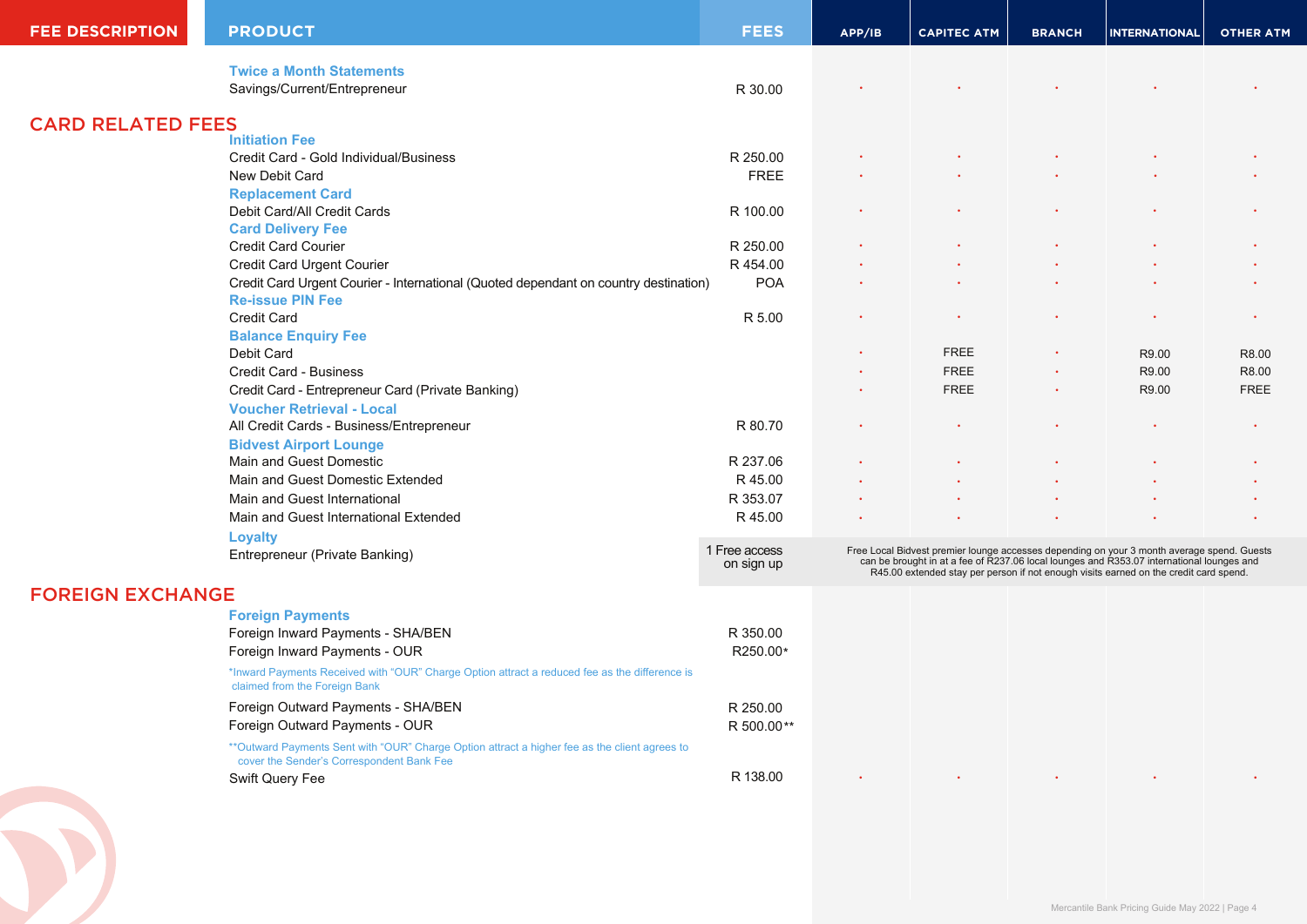| FEE DESCRIPTION | PRODUCT | FEES | APP/IB | CAPITEC ATM | BRANCH | INTERNATIONAL | OTHER ATM |
|---|---|---|---|---|---|---|---|
| | **Twice a Month Statements** | | | | | | |
| | Savings/Current/Entrepreneur | R 30.00 | · | · | · | · | · |
| **CARD RELATED FEES** | **Initiation Fee** | | | | | | |
| | Credit Card - Gold Individual/Business | R 250.00 | · | · | · | · | · |
| | New Debit Card | FREE | · | · | · | · | · |
| | **Replacement Card** | | | | | | |
| | Debit Card/All Credit Cards | R 100.00 | · | · | · | · | · |
| | **Card Delivery Fee** | | | | | | |
| | Credit Card Courier | R 250.00 | · | · | · | · | · |
| | Credit Card Urgent Courier | R 454.00 | · | · | · | · | · |
| | Credit Card Urgent Courier - International (Quoted dependant on country destination) | POA | · | · | · | · | · |
| | **Re-issue PIN Fee** | | | | | | |
| | Credit Card | R 5.00 | · | · | · | · | · |
| | **Balance Enquiry Fee** | | | | | | |
| | Debit Card | | · | FREE | · | R9.00 | R8.00 |
| | Credit Card - Business | | · | FREE | · | R9.00 | R8.00 |
| | Credit Card - Entrepreneur Card (Private Banking) | | · | FREE | · | R9.00 | FREE |
| | **Voucher Retrieval - Local** | | | | | | |
| | All Credit Cards - Business/Entrepreneur | R 80.70 | · | · | · | · | · |
| | **Bidvest Airport Lounge** | | | | | | |
| | Main and Guest Domestic | R 237.06 | · | · | · | · | · |
| | Main and Guest Domestic Extended | R 45.00 | · | · | · | · | · |
| | Main and Guest International | R 353.07 | · | · | · | · | · |
| | Main and Guest International Extended | R 45.00 | · | · | · | · | · |
| | **Loyalty** | | | | | | |
| | Entrepreneur (Private Banking) | 1 Free access on sign up | Free Local Bidvest premier lounge accesses depending on your 3 month average spend. Guests can be brought in at a fee of R237.06 local lounges and R353.07 international lounges and R45.00 extended stay per person if not enough visits earned on the credit card spend. | | | | |
| **FOREIGN EXCHANGE** | **Foreign Payments** | | | | | | |
| | Foreign Inward Payments - SHA/BEN | R 350.00 | | | | | |
| | Foreign Inward Payments - OUR | R250.00* | | | | | |
| | *Inward Payments Received with "OUR" Charge Option attract a reduced fee as the difference is claimed from the Foreign Bank | | | | | | |
| | Foreign Outward Payments - SHA/BEN | R 250.00 | | | | | |
| | Foreign Outward Payments - OUR | R 500.00** | | | | | |
| | **Outward Payments Sent with "OUR" Charge Option attract a higher fee as the client agrees to cover the Sender's Correspondent Bank Fee | | | | | | |
| | Swift Query Fee | R 138.00 | · | · | · | · | · |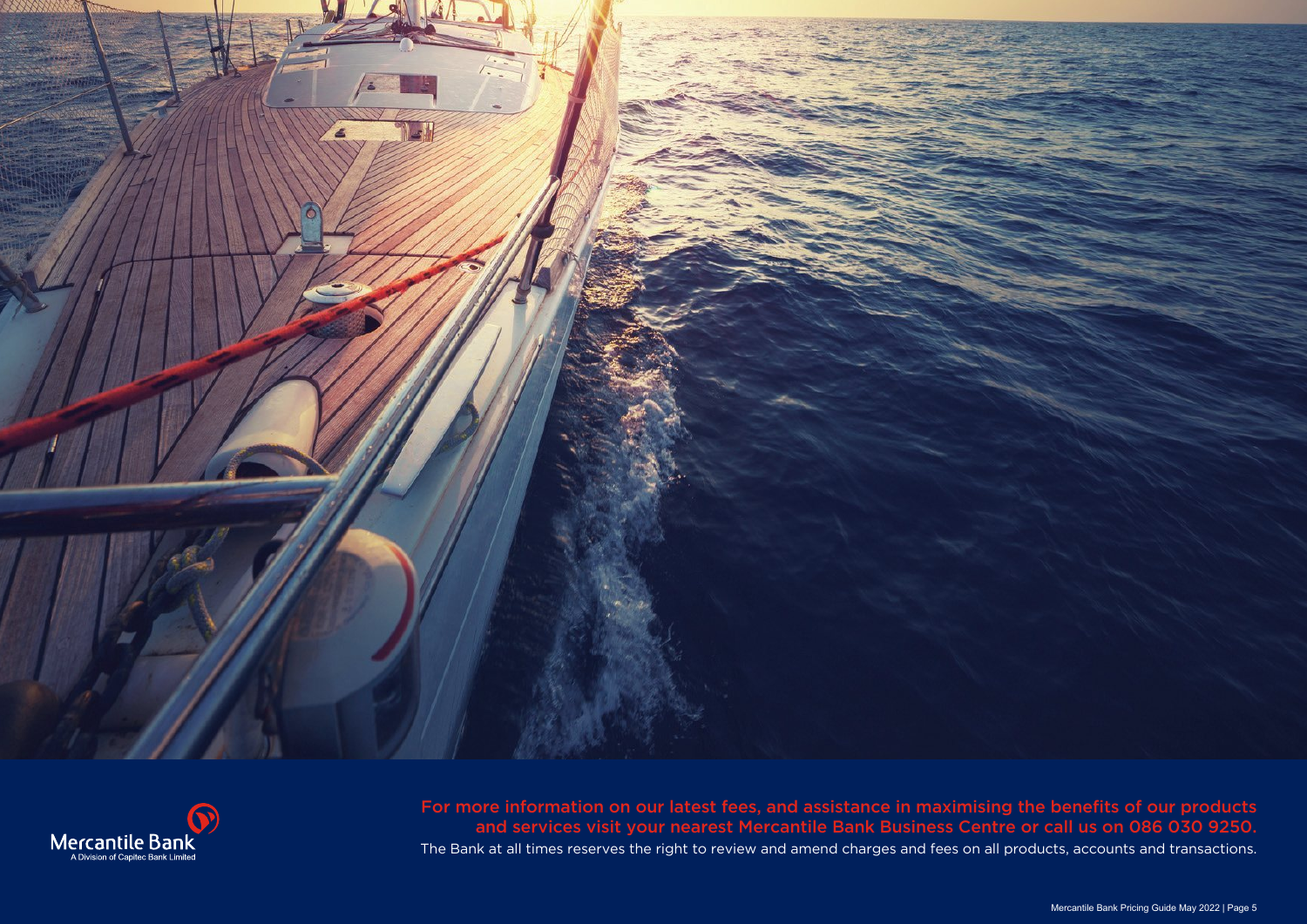Mercantile Bank
A Division of Capitec Bank Limited

**For more information on our latest fees, and assistance in maximising the benefits of our products and services visit your nearest Mercantile Bank Business Centre or call us on 086 030 9250.**

The Bank at all times reserves the right to review and amend charges and fees on all products, accounts and transactions.